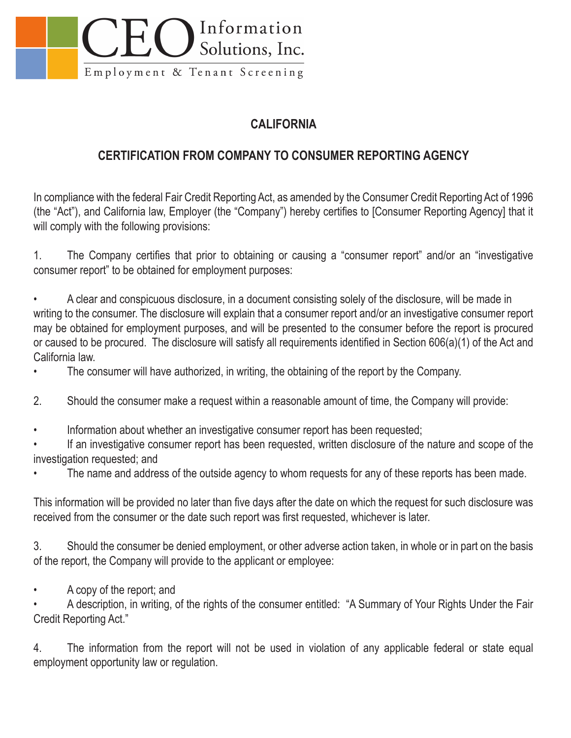CEO Information Solutions, Inc.

Employment & Tenant Screening

## CALIFORNIA

## CERTIFICATION FROM COMPANY TO CONSUMER REPORTING AGENCY

In compliance with the federal Fair Credit Reporting Act, as amended by the Consumer Credit Reporting Act of 1996 (the "Act"), and California law, Employer (the "Company") hereby certifies to [Consumer Reporting Agency] that it will comply with the following provisions:

1. The Company certifies that prior to obtaining or causing a "consumer report" and/or an "investigative consumer report" to be obtained for employment purposes:

- A clear and conspicuous disclosure, in a document consisting solely of the disclosure, will be made in writing to the consumer. The disclosure will explain that a consumer report and/or an investigative consumer report may be obtained for employment purposes, and will be presented to the consumer before the report is procured or caused to be procured. The disclosure will satisfy all requirements identified in Section 606(a)(1) of the Act and California law.
- The consumer will have authorized, in writing, the obtaining of the report by the Company.

2. Should the consumer make a request within a reasonable amount of time, the Company will provide:

- Information about whether an investigative consumer report has been requested;
- If an investigative consumer report has been requested, written disclosure of the nature and scope of the investigation requested; and
- The name and address of the outside agency to whom requests for any of these reports has been made.

This information will be provided no later than five days after the date on which the request for such disclosure was received from the consumer or the date such report was first requested, whichever is later.

3. Should the consumer be denied employment, or other adverse action taken, in whole or in part on the basis of the report, the Company will provide to the applicant or employee:

- A copy of the report; and
- A description, in writing, of the rights of the consumer entitled: "A Summary of Your Rights Under the Fair Credit Reporting Act."

4. The information from the report will not be used in violation of any applicable federal or state equal employment opportunity law or regulation.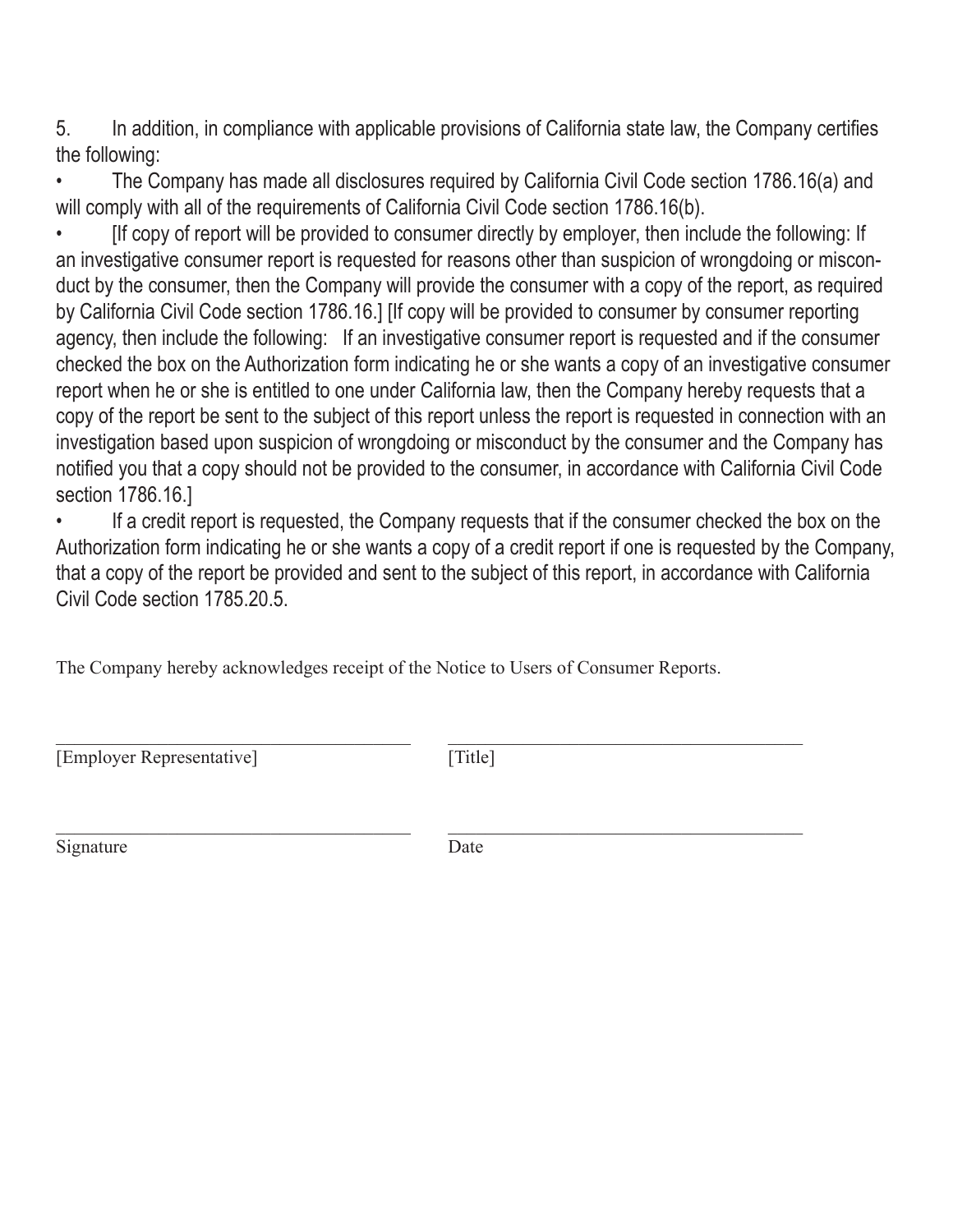5. In addition, in compliance with applicable provisions of California state law, the Company certifies the following:

- The Company has made all disclosures required by California Civil Code section 1786.16(a) and will comply with all of the requirements of California Civil Code section 1786.16(b).
- [If copy of report will be provided to consumer directly by employer, then include the following: If an investigative consumer report is requested for reasons other than suspicion of wrongdoing or misconduct by the consumer, then the Company will provide the consumer with a copy of the report, as required by California Civil Code section 1786.16.] [If copy will be provided to consumer by consumer reporting agency, then include the following: If an investigative consumer report is requested and if the consumer checked the box on the Authorization form indicating he or she wants a copy of an investigative consumer report when he or she is entitled to one under California law, then the Company hereby requests that a copy of the report be sent to the subject of this report unless the report is requested in connection with an investigation based upon suspicion of wrongdoing or misconduct by the consumer and the Company has notified you that a copy should not be provided to the consumer, in accordance with California Civil Code section 1786.16.]
- If a credit report is requested, the Company requests that if the consumer checked the box on the Authorization form indicating he or she wants a copy of a credit report if one is requested by the Company, that a copy of the report be provided and sent to the subject of this report, in accordance with California Civil Code section 1785.20.5.

The Company hereby acknowledges receipt of the Notice to Users of Consumer Reports.

| | |
|---|---|
| ______________________________ | ______________________________ |
| [Employer Representative] | [Title] |
| ______________________________ | ______________________________ |
| Signature | Date |